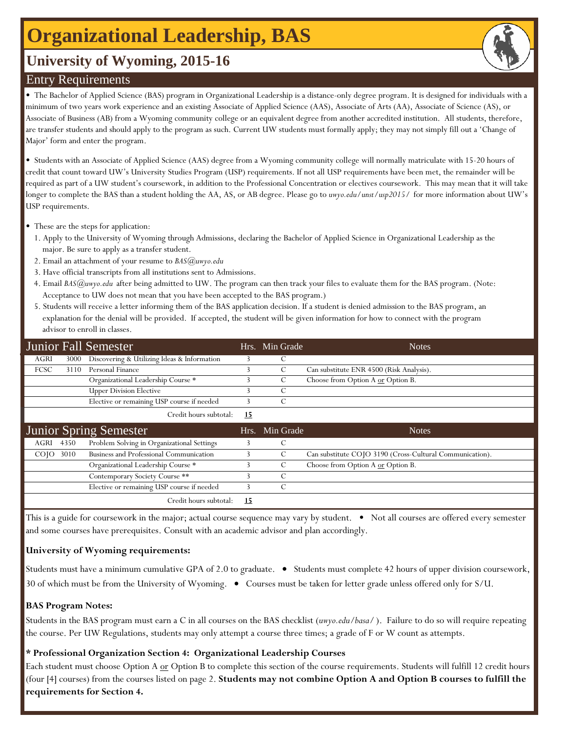# Organizational Leadership, BAS

## University of Wyoming, 2015-16

## Entry Requirements

- The Bachelor of Applied Science (BAS) program in Organizational Leadership is a distance-only degree program. It is designed for individuals with a minimum of two years work experience and an existing Associate of Applied Science (AAS), Associate of Arts (AA), Associate of Science (AS), or Associate of Business (AB) from a Wyoming community college or an equivalent degree from another accredited institution. All students, therefore, are transfer students and should apply to the program as such. Current UW students must formally apply; they may not simply fill out a 'Change of Major' form and enter the program.

- Students with an Associate of Applied Science (AAS) degree from a Wyoming community college will normally matriculate with 15-20 hours of credit that count toward UW's University Studies Program (USP) requirements. If not all USP requirements have been met, the remainder will be required as part of a UW student's coursework, in addition to the Professional Concentration or electives coursework. This may mean that it will take longer to complete the BAS than a student holding the AA, AS, or AB degree. Please go to *uwyo.edu/unst/usp2015/* for more information about UW's USP requirements.

- These are the steps for application:
  1. Apply to the University of Wyoming through Admissions, declaring the Bachelor of Applied Science in Organizational Leadership as the major. Be sure to apply as a transfer student.
  2. Email an attachment of your resume to *BAS@uwyo.edu*
  3. Have official transcripts from all institutions sent to Admissions.
  4. Email *BAS@uwyo.edu* after being admitted to UW. The program can then track your files to evaluate them for the BAS program. (Note: Acceptance to UW does not mean that you have been accepted to the BAS program.)
  5. Students will receive a letter informing them of the BAS application decision. If a student is denied admission to the BAS program, an explanation for the denial will be provided. If accepted, the student will be given information for how to connect with the program advisor to enroll in classes.

| Junior Fall Semester | | | Hrs. | Min Grade | Notes |
|---|---|---|---|---|---|
| AGRI | 3000 | Discovering & Utilizing Ideas & Information | 3 | C | |
| FCSC | 3110 | Personal Finance | 3 | C | Can substitute ENR 4500 (Risk Analysis). |
| | | Organizational Leadership Course * | 3 | C | Choose from Option A or Option B. |
| | | Upper Division Elective | 3 | C | |
| | | Elective or remaining USP course if needed | 3 | C | |
| | | Credit hours subtotal: | **15** | | |

| Junior Spring Semester | | | Hrs. | Min Grade | Notes |
|---|---|---|---|---|---|
| AGRI | 4350 | Problem Solving in Organizational Settings | 3 | C | |
| COJO | 3010 | Business and Professional Communication | 3 | C | Can substitute COJO 3190 (Cross-Cultural Communication). |
| | | Organizational Leadership Course * | 3 | C | Choose from Option A or Option B. |
| | | Contemporary Society Course ** | 3 | C | |
| | | Elective or remaining USP course if needed | 3 | C | |
| | | Credit hours subtotal: | **15** | | |

This is a guide for coursework in the major; actual course sequence may vary by student. • Not all courses are offered every semester and some courses have prerequisites. Consult with an academic advisor and plan accordingly.

**University of Wyoming requirements:**

Students must have a minimum cumulative GPA of 2.0 to graduate. • Students must complete 42 hours of upper division coursework, 30 of which must be from the University of Wyoming. • Courses must be taken for letter grade unless offered only for S/U.

**BAS Program Notes:**

Students in the BAS program must earn a C in all courses on the BAS checklist (*uwyo.edu/basa/*). Failure to do so will require repeating the course. Per UW Regulations, students may only attempt a course three times; a grade of F or W count as attempts.

**\* Professional Organization Section 4: Organizational Leadership Courses**

Each student must choose Option A or Option B to complete this section of the course requirements. Students will fulfill 12 credit hours (four [4] courses) from the courses listed on page 2. **Students may not combine Option A and Option B courses to fulfill the requirements for Section 4.**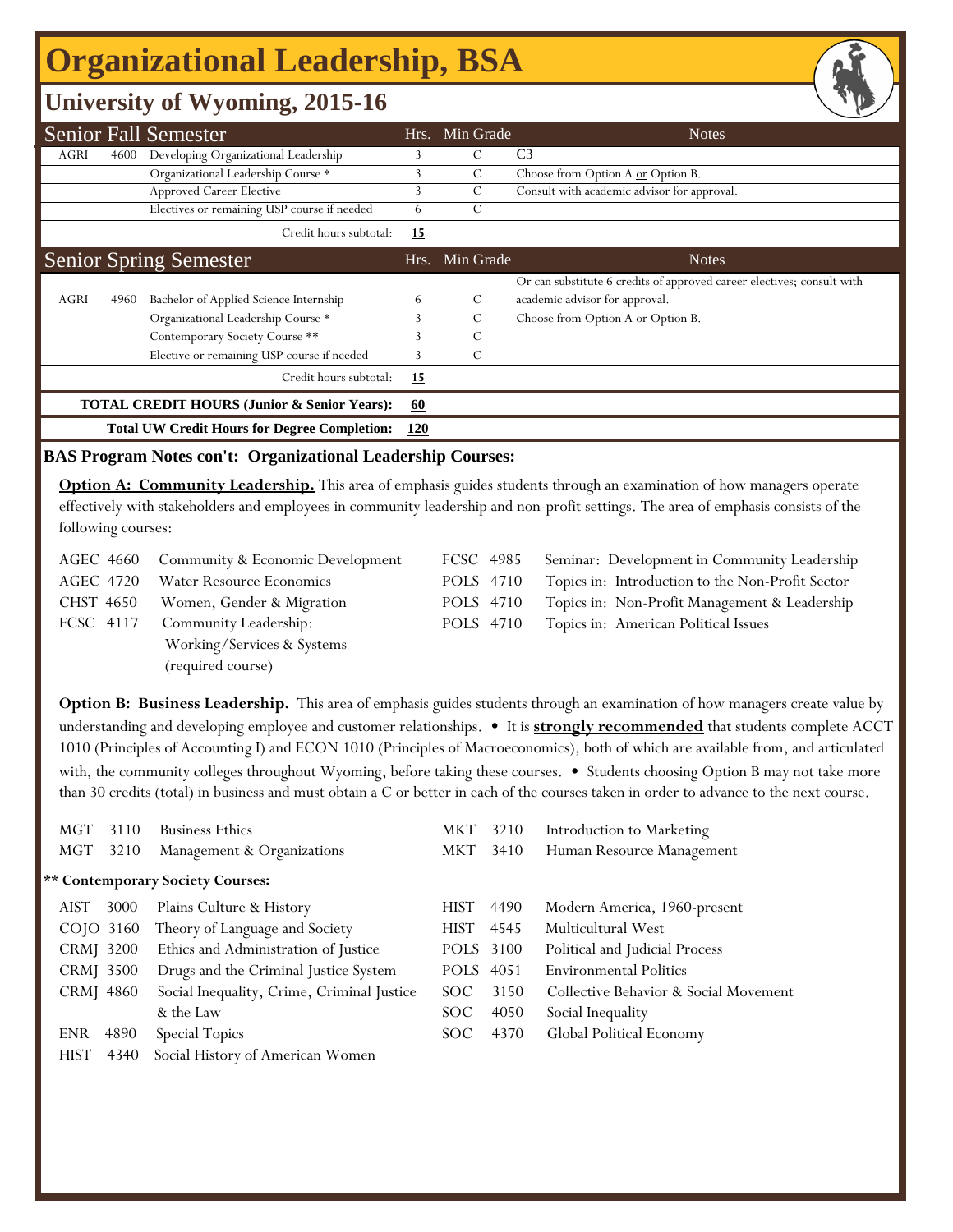# Organizational Leadership, BSA

## University of Wyoming, 2015-16

| Senior Fall Semester | | | Hrs. | Min Grade | Notes |
|---|---|---|---|---|---|
| AGRI | 4600 | Developing Organizational Leadership | 3 | C | C3 |
| | | Organizational Leadership Course * | 3 | C | Choose from Option A or Option B. |
| | | Approved Career Elective | 3 | C | Consult with academic advisor for approval. |
| | | Electives or remaining USP course if needed | 6 | C | |
| | | Credit hours subtotal: | 15 | | |

| Senior Spring Semester | | | Hrs. | Min Grade | Notes |
|---|---|---|---|---|---|
| AGRI | 4960 | Bachelor of Applied Science Internship | 6 | C | Or can substitute 6 credits of approved career electives; consult with academic advisor for approval. |
| | | Organizational Leadership Course * | 3 | C | Choose from Option A or Option B. |
| | | Contemporary Society Course ** | 3 | C | |
| | | Elective or remaining USP course if needed | 3 | C | |
| | | Credit hours subtotal: | 15 | | |

**TOTAL CREDIT HOURS (Junior & Senior Years): 60**

**Total UW Credit Hours for Degree Completion: 120**

### BAS Program Notes con't: Organizational Leadership Courses:

**Option A: Community Leadership.** This area of emphasis guides students through an examination of how managers operate effectively with stakeholders and employees in community leadership and non-profit settings. The area of emphasis consists of the following courses:

| Course | Title |
|---|---|
| AGEC 4660 | Community & Economic Development |
| AGEC 4720 | Water Resource Economics |
| CHST 4650 | Women, Gender & Migration |
| FCSC 4117 | Community Leadership: Working/Services & Systems (required course) |
| FCSC 4985 | Seminar: Development in Community Leadership |
| POLS 4710 | Topics in: Introduction to the Non-Profit Sector |
| POLS 4710 | Topics in: Non-Profit Management & Leadership |
| POLS 4710 | Topics in: American Political Issues |

**Option B: Business Leadership.** This area of emphasis guides students through an examination of how managers create value by understanding and developing employee and customer relationships. • It is **strongly recommended** that students complete ACCT 1010 (Principles of Accounting I) and ECON 1010 (Principles of Macroeconomics), both of which are available from, and articulated with, the community colleges throughout Wyoming, before taking these courses. • Students choosing Option B may not take more than 30 credits (total) in business and must obtain a C or better in each of the courses taken in order to advance to the next course.

| Course | Title |
|---|---|
| MGT 3110 | Business Ethics |
| MGT 3210 | Management & Organizations |
| MKT 3210 | Introduction to Marketing |
| MKT 3410 | Human Resource Management |

**\*\* Contemporary Society Courses:**

| Course | Title |
|---|---|
| AIST 3000 | Plains Culture & History |
| COJO 3160 | Theory of Language and Society |
| CRMJ 3200 | Ethics and Administration of Justice |
| CRMJ 3500 | Drugs and the Criminal Justice System |
| CRMJ 4860 | Social Inequality, Crime, Criminal Justice & the Law |
| ENR 4890 | Special Topics |
| HIST 4340 | Social History of American Women |
| HIST 4490 | Modern America, 1960-present |
| HIST 4545 | Multicultural West |
| POLS 3100 | Political and Judicial Process |
| POLS 4051 | Environmental Politics |
| SOC 3150 | Collective Behavior & Social Movement |
| SOC 4050 | Social Inequality |
| SOC 4370 | Global Political Economy |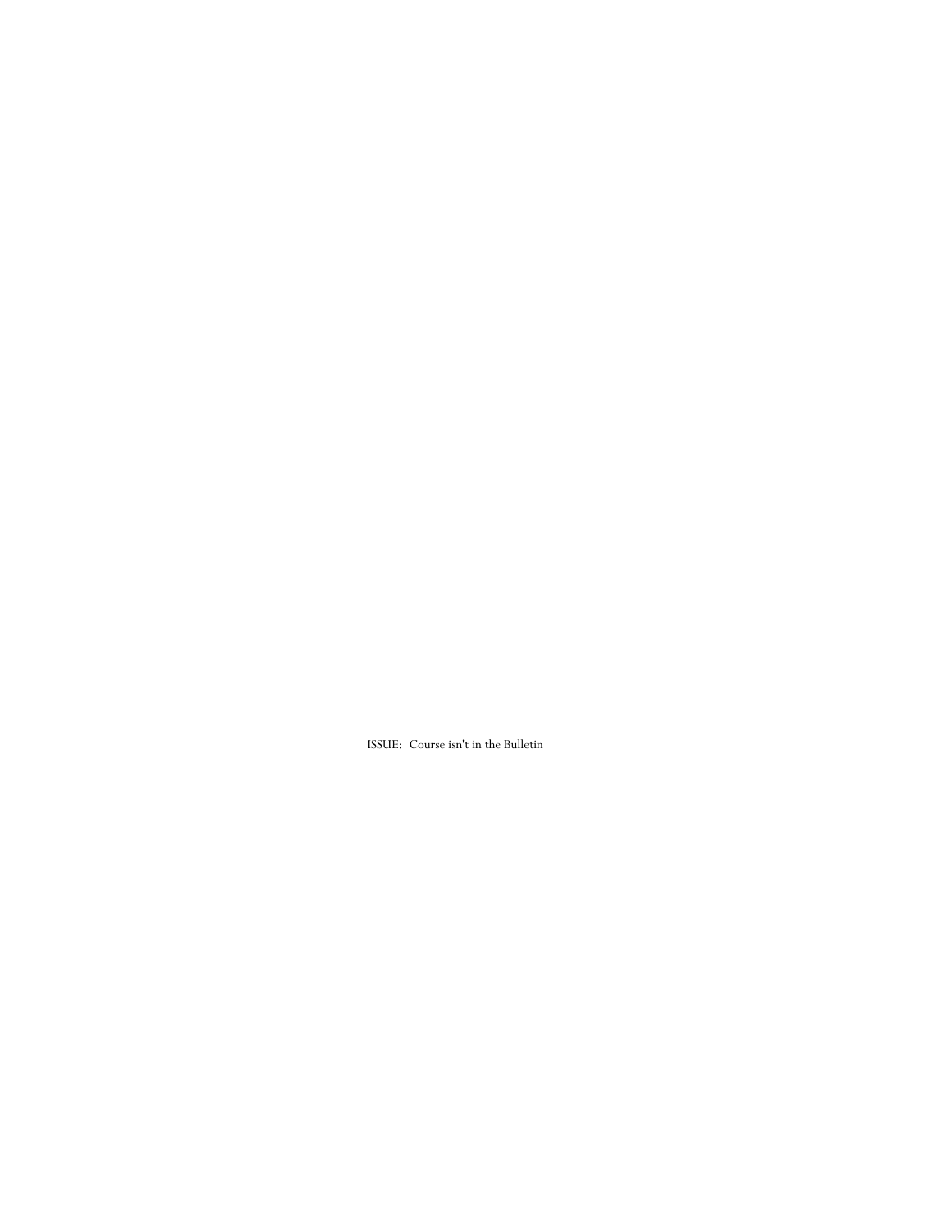ISSUE:  Course isn't in the Bulletin